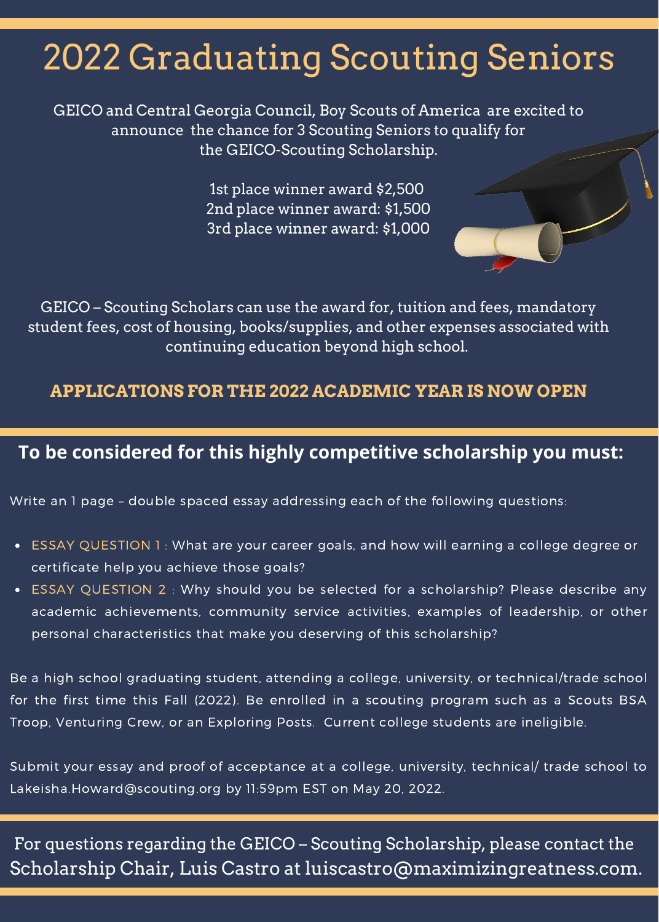# 2022 Graduating Scouting Seniors

GEICO and Central Georgia Council, Boy Scouts of America are excited to announce the chance for 3 Scouting Seniors to qualify for the GEICO-Scouting Scholarship.

1st place winner award $2,500
2nd place winner award: $1,500
3rd place winner award: $1,000

GEICO – Scouting Scholars can use the award for, tuition and fees, mandatory student fees, cost of housing, books/supplies, and other expenses associated with continuing education beyond high school.

**APPLICATIONS FOR THE 2022 ACADEMIC YEAR IS NOW OPEN**

## To be considered for this highly competitive scholarship you must:

Write an 1 page – double spaced essay addressing each of the following questions:

- ESSAY QUESTION 1 : What are your career goals, and how will earning a college degree or certificate help you achieve those goals?
- ESSAY QUESTION 2 : Why should you be selected for a scholarship? Please describe any academic achievements, community service activities, examples of leadership, or other personal characteristics that make you deserving of this scholarship?

Be a high school graduating student, attending a college, university, or technical/trade school for the first time this Fall (2022). Be enrolled in a scouting program such as a Scouts BSA Troop, Venturing Crew, or an Exploring Posts. Current college students are ineligible.

Submit your essay and proof of acceptance at a college, university, technical/ trade school to Lakeisha.Howard@scouting.org by 11:59pm EST on May 20, 2022.

For questions regarding the GEICO – Scouting Scholarship, please contact the Scholarship Chair, Luis Castro at luiscastro@maximizingreatness.com.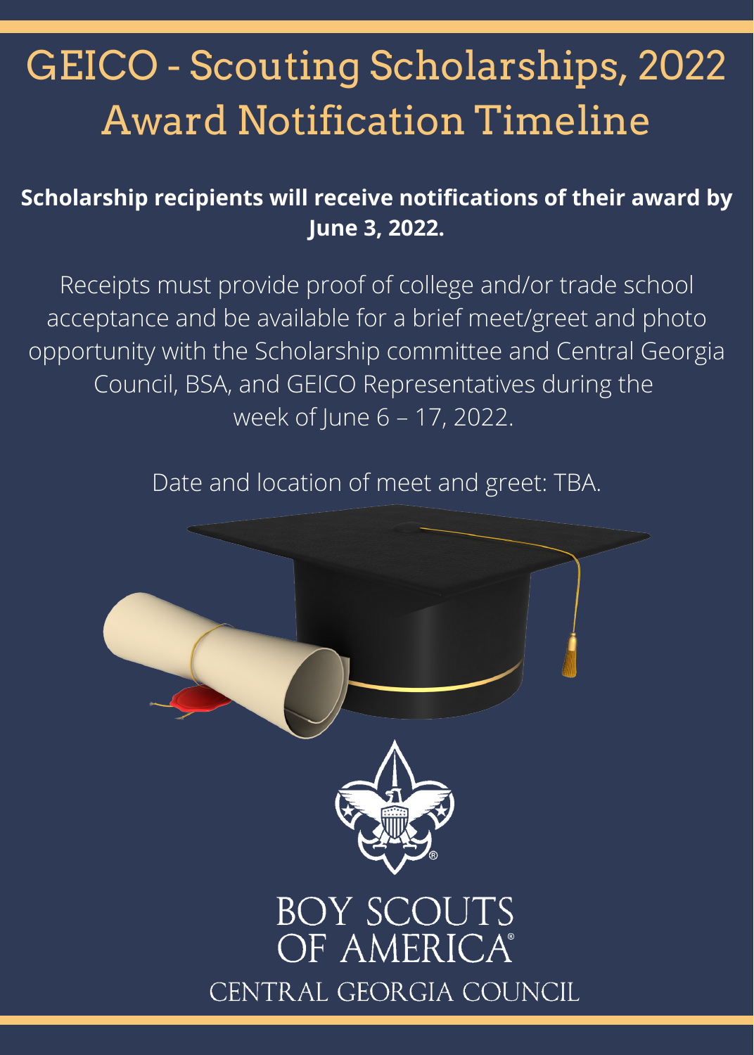# GEICO - Scouting Scholarships, 2022 Award Notification Timeline

**Scholarship recipients will receive notifications of their award by June 3, 2022.**

Receipts must provide proof of college and/or trade school acceptance and be available for a brief meet/greet and photo opportunity with the Scholarship committee and Central Georgia Council, BSA, and GEICO Representatives during the week of June 6 – 17, 2022.

Date and location of meet and greet: TBA.

BOY SCOUTS OF AMERICA®
CENTRAL GEORGIA COUNCIL